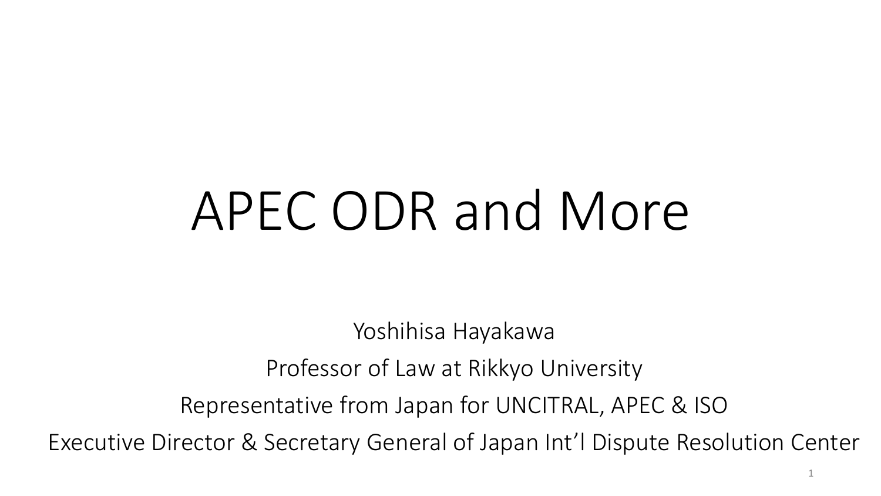# APEC ODR and More

Yoshihisa Hayakawa

Professor of Law at Rikkyo University

Representative from Japan for UNCITRAL, APEC & ISO

Executive Director & Secretary General of Japan Int'l Dispute Resolution Center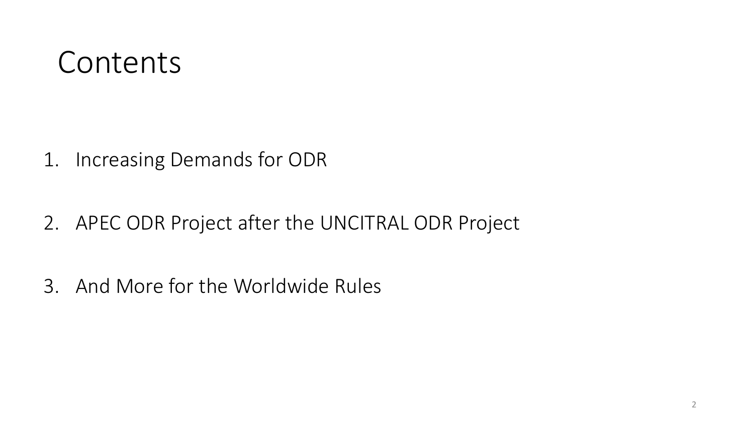# Contents

1. Increasing Demands for ODR

2. APEC ODR Project after the UNCITRAL ODR Project

3. And More for the Worldwide Rules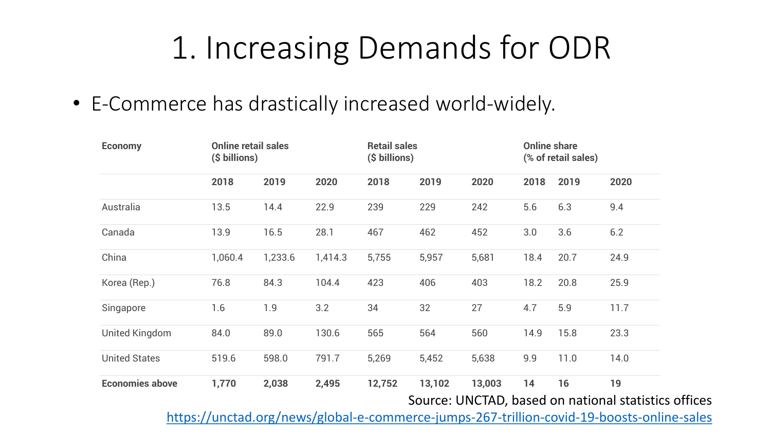# 1. Increasing Demands for ODR

- E-Commerce has drastically increased world-widely.

| Economy | Online retail sales ($ billions) | | | Retail sales ($ billions) | | | Online share (% of retail sales) | | |
|---|---|---|---|---|---|---|---|---|---|
| | 2018 | 2019 | 2020 | 2018 | 2019 | 2020 | 2018 | 2019 | 2020 |
| Australia | 13.5 | 14.4 | 22.9 | 239 | 229 | 242 | 5.6 | 6.3 | 9.4 |
| Canada | 13.9 | 16.5 | 28.1 | 467 | 462 | 452 | 3.0 | 3.6 | 6.2 |
| China | 1,060.4 | 1,233.6 | 1,414.3 | 5,755 | 5,957 | 5,681 | 18.4 | 20.7 | 24.9 |
| Korea (Rep.) | 76.8 | 84.3 | 104.4 | 423 | 406 | 403 | 18.2 | 20.8 | 25.9 |
| Singapore | 1.6 | 1.9 | 3.2 | 34 | 32 | 27 | 4.7 | 5.9 | 11.7 |
| United Kingdom | 84.0 | 89.0 | 130.6 | 565 | 564 | 560 | 14.9 | 15.8 | 23.3 |
| United States | 519.6 | 598.0 | 791.7 | 5,269 | 5,452 | 5,638 | 9.9 | 11.0 | 14.0 |
| **Economies above** | **1,770** | **2,038** | **2,495** | **12,752** | **13,102** | **13,003** | **14** | **16** | **19** |

Source: UNCTAD, based on national statistics offices

https://unctad.org/news/global-e-commerce-jumps-267-trillion-covid-19-boosts-online-sales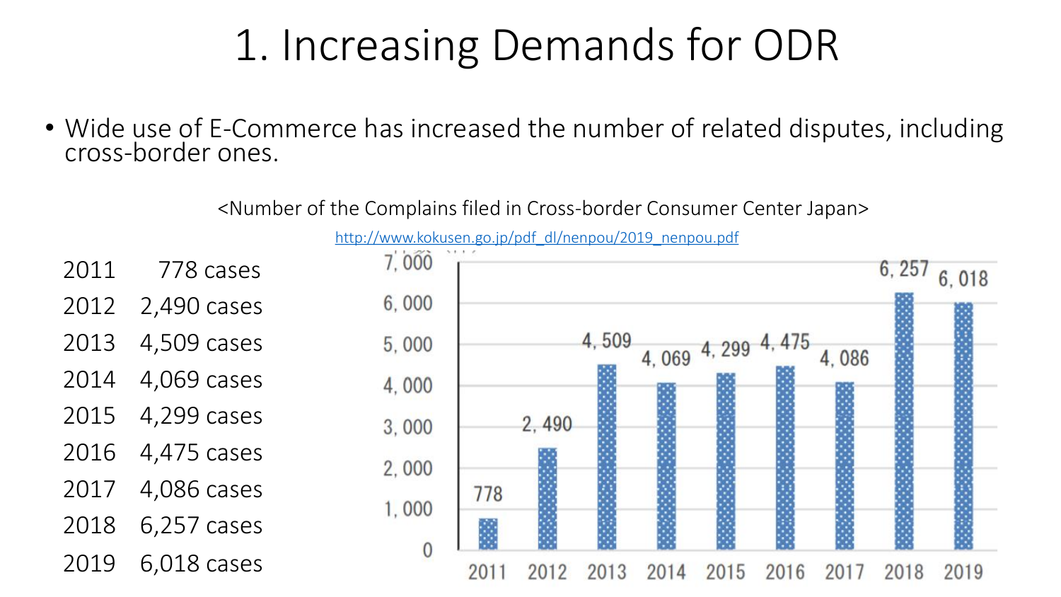# 1. Increasing Demands for ODR

- Wide use of E-Commerce has increased the number of related disputes, including cross-border ones.

<Number of the Complains filed in Cross-border Consumer Center Japan>

http://www.kokusen.go.jp/pdf_dl/nenpou/2019_nenpou.pdf

| Year | Cases |
| --- | --- |
| 2011 | 778 cases |
| 2012 | 2,490 cases |
| 2013 | 4,509 cases |
| 2014 | 4,069 cases |
| 2015 | 4,299 cases |
| 2016 | 4,475 cases |
| 2017 | 4,086 cases |
| 2018 | 6,257 cases |
| 2019 | 6,018 cases |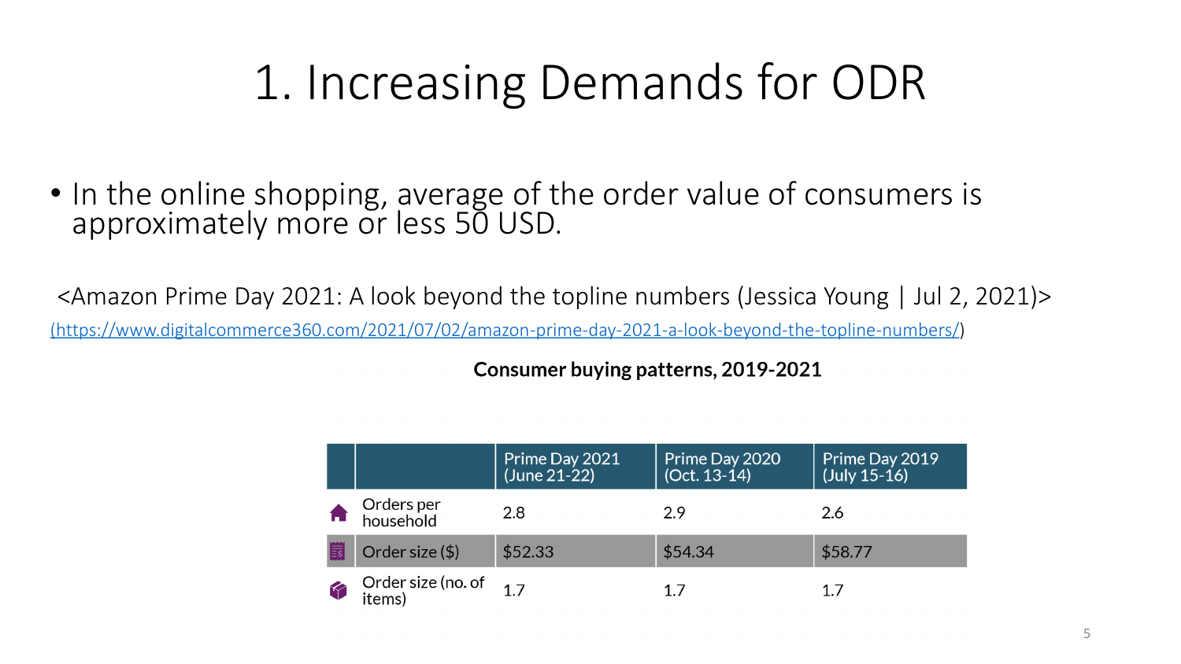# 1. Increasing Demands for ODR

- In the online shopping, average of the order value of consumers is approximately more or less 50 USD.

<Amazon Prime Day 2021: A look beyond the topline numbers (Jessica Young | Jul 2, 2021)>

(https://www.digitalcommerce360.com/2021/07/02/amazon-prime-day-2021-a-look-beyond-the-topline-numbers/)

**Consumer buying patterns, 2019-2021**

| | Prime Day 2021 (June 21-22) | Prime Day 2020 (Oct. 13-14) | Prime Day 2019 (July 15-16) |
|---|---|---|---|
| Orders per household | 2.8 | 2.9 | 2.6 |
| Order size ($) | $52.33 | $54.34 | $58.77 |
| Order size (no. of items) | 1.7 | 1.7 | 1.7 |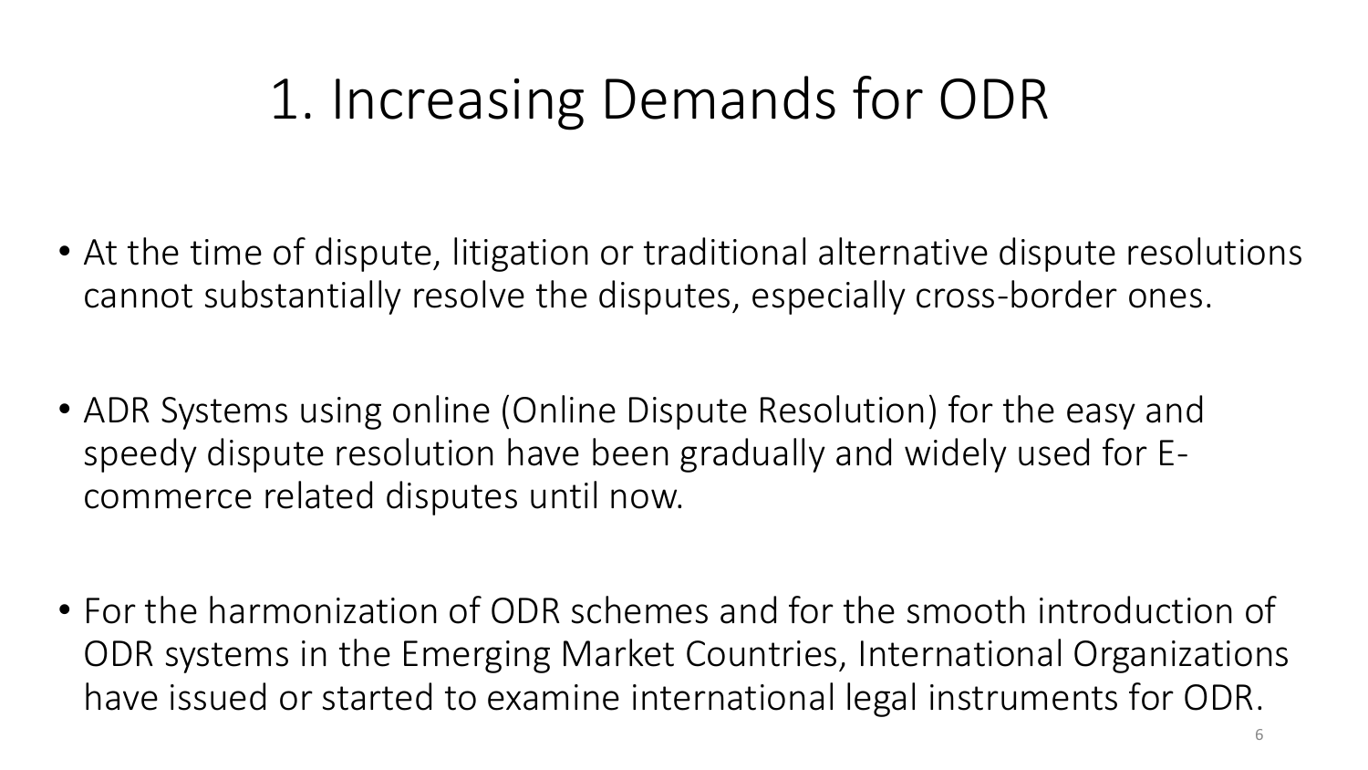# 1. Increasing Demands for ODR

- At the time of dispute, litigation or traditional alternative dispute resolutions cannot substantially resolve the disputes, especially cross-border ones.

- ADR Systems using online (Online Dispute Resolution) for the easy and speedy dispute resolution have been gradually and widely used for E-commerce related disputes until now.

- For the harmonization of ODR schemes and for the smooth introduction of ODR systems in the Emerging Market Countries, International Organizations have issued or started to examine international legal instruments for ODR.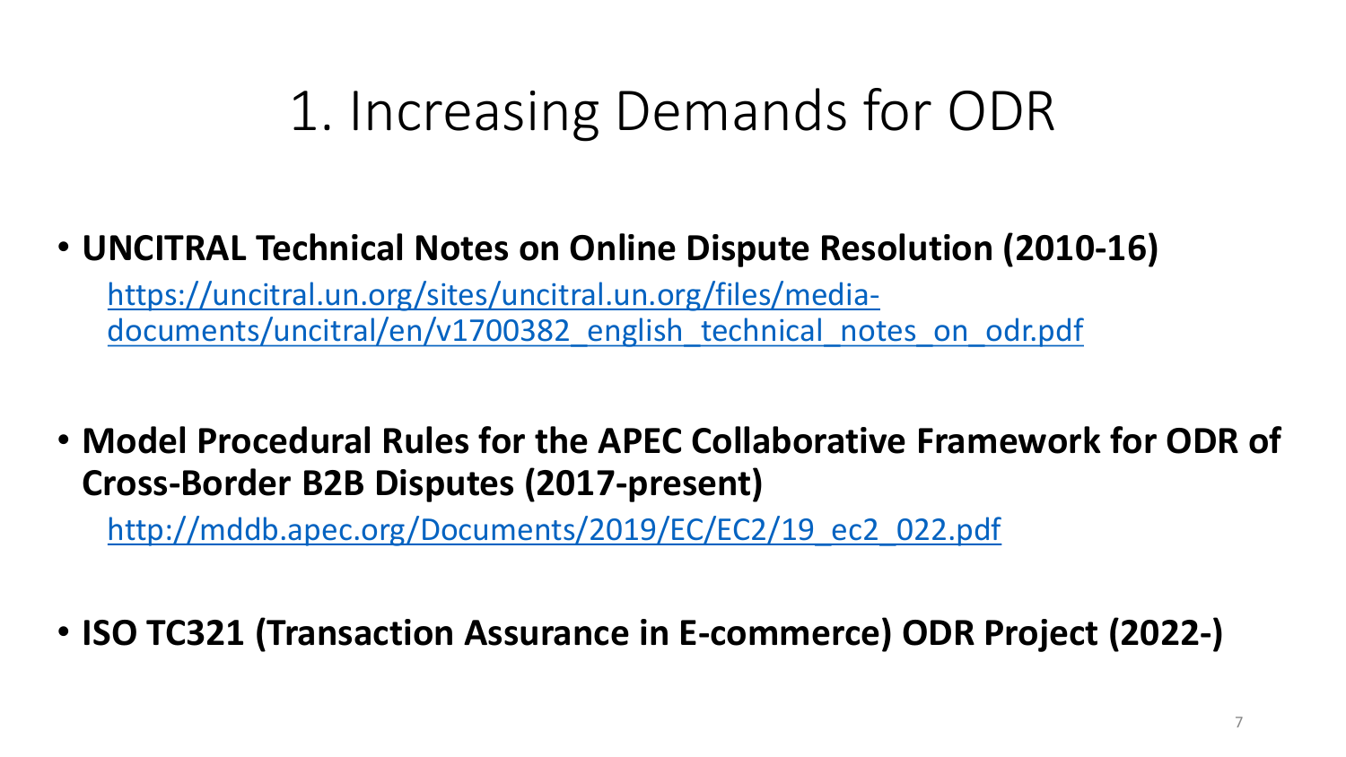# 1. Increasing Demands for ODR

- **UNCITRAL Technical Notes on Online Dispute Resolution (2010-16)**
  https://uncitral.un.org/sites/uncitral.un.org/files/media-documents/uncitral/en/v1700382_english_technical_notes_on_odr.pdf

- **Model Procedural Rules for the APEC Collaborative Framework for ODR of Cross-Border B2B Disputes (2017-present)**
  http://mddb.apec.org/Documents/2019/EC/EC2/19_ec2_022.pdf

- **ISO TC321 (Transaction Assurance in E-commerce) ODR Project (2022-)**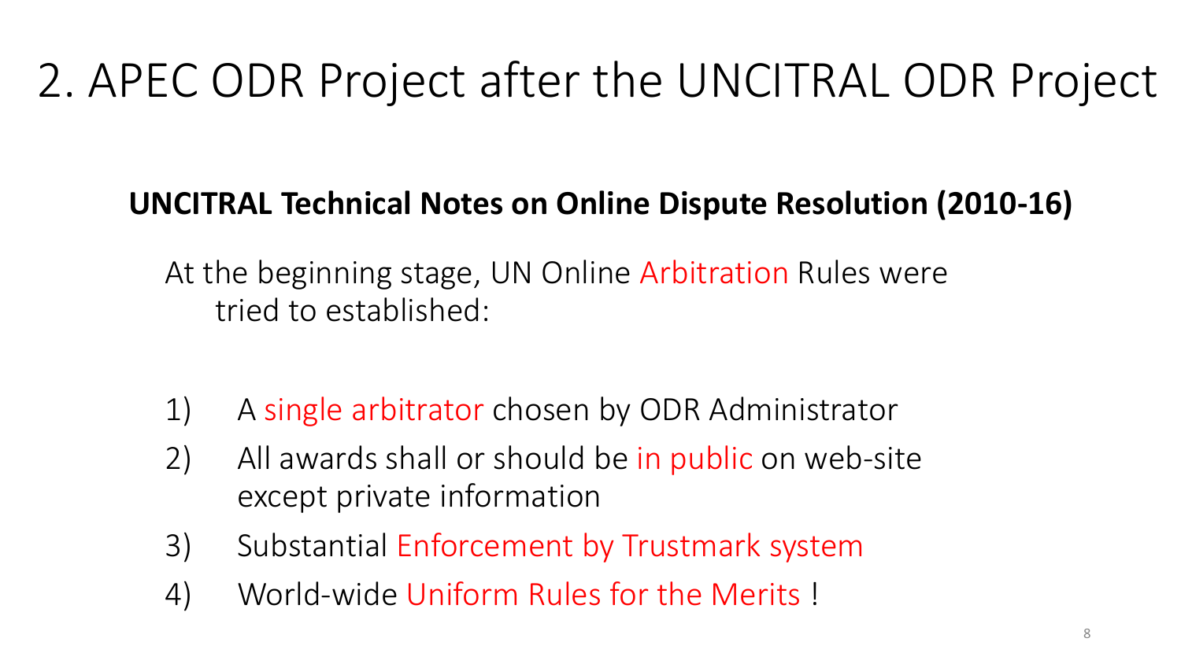# 2. APEC ODR Project after the UNCITRAL ODR Project

**UNCITRAL Technical Notes on Online Dispute Resolution (2010-16)**

At the beginning stage, UN Online Arbitration Rules were tried to established:

1) A single arbitrator chosen by ODR Administrator
2) All awards shall or should be in public on web-site except private information
3) Substantial Enforcement by Trustmark system
4) World-wide Uniform Rules for the Merits !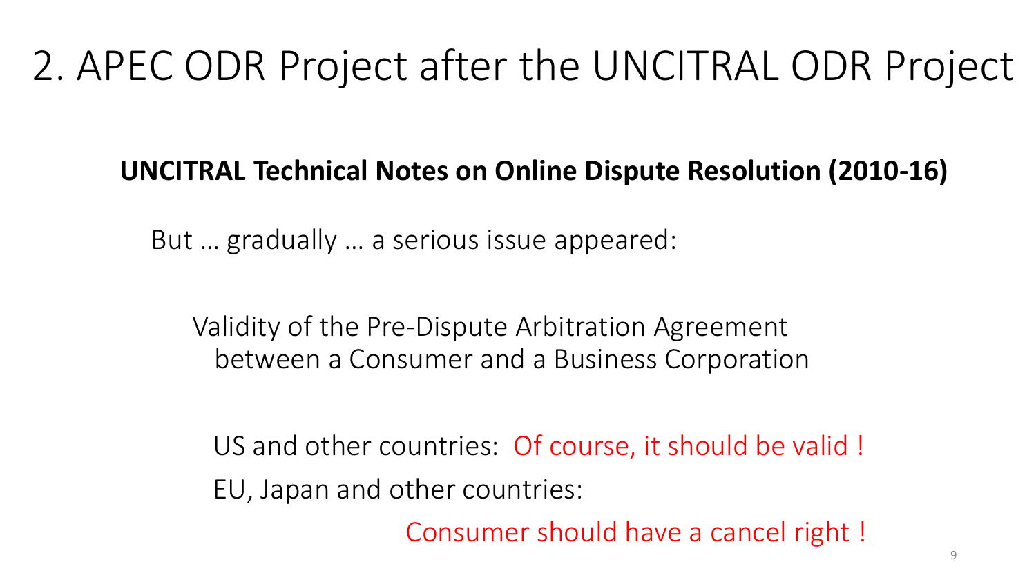# 2. APEC ODR Project after the UNCITRAL ODR Project

**UNCITRAL Technical Notes on Online Dispute Resolution (2010-16)**

But … gradually … a serious issue appeared:

Validity of the Pre-Dispute Arbitration Agreement between a Consumer and a Business Corporation

US and other countries: Of course, it should be valid !

EU, Japan and other countries:

Consumer should have a cancel right !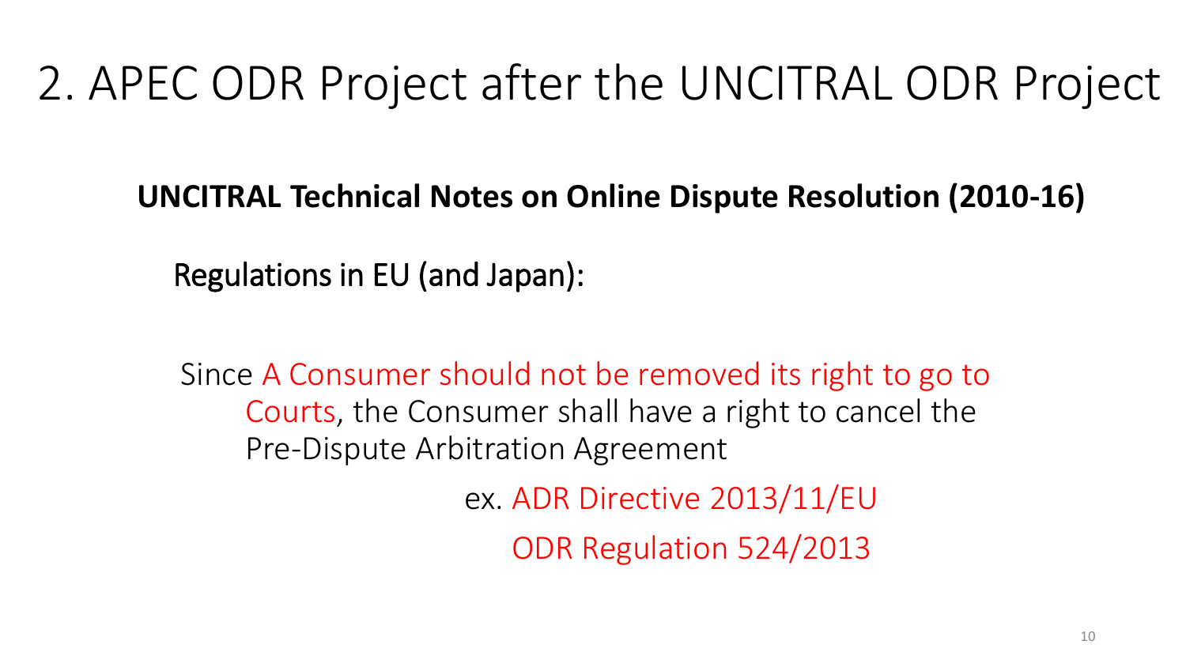# 2. APEC ODR Project after the UNCITRAL ODR Project

**UNCITRAL Technical Notes on Online Dispute Resolution (2010-16)**

Regulations in EU (and Japan):

Since A Consumer should not be removed its right to go to Courts, the Consumer shall have a right to cancel the Pre-Dispute Arbitration Agreement

ex. ADR Directive 2013/11/EU

ODR Regulation 524/2013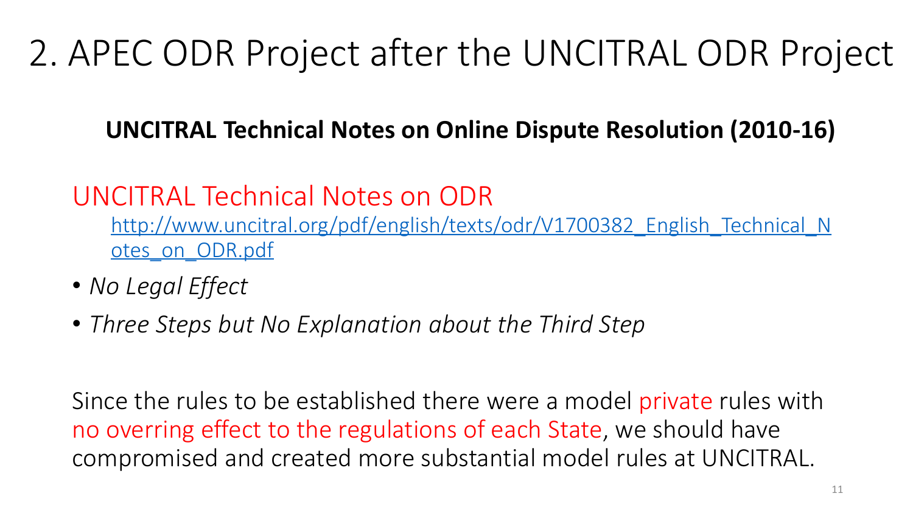# 2. APEC ODR Project after the UNCITRAL ODR Project

**UNCITRAL Technical Notes on Online Dispute Resolution (2010-16)**

UNCITRAL Technical Notes on ODR

http://www.uncitral.org/pdf/english/texts/odr/V1700382_English_Technical_Notes_on_ODR.pdf

- *No Legal Effect*
- *Three Steps but No Explanation about the Third Step*

Since the rules to be established there were a model private rules with no overring effect to the regulations of each State, we should have compromised and created more substantial model rules at UNCITRAL.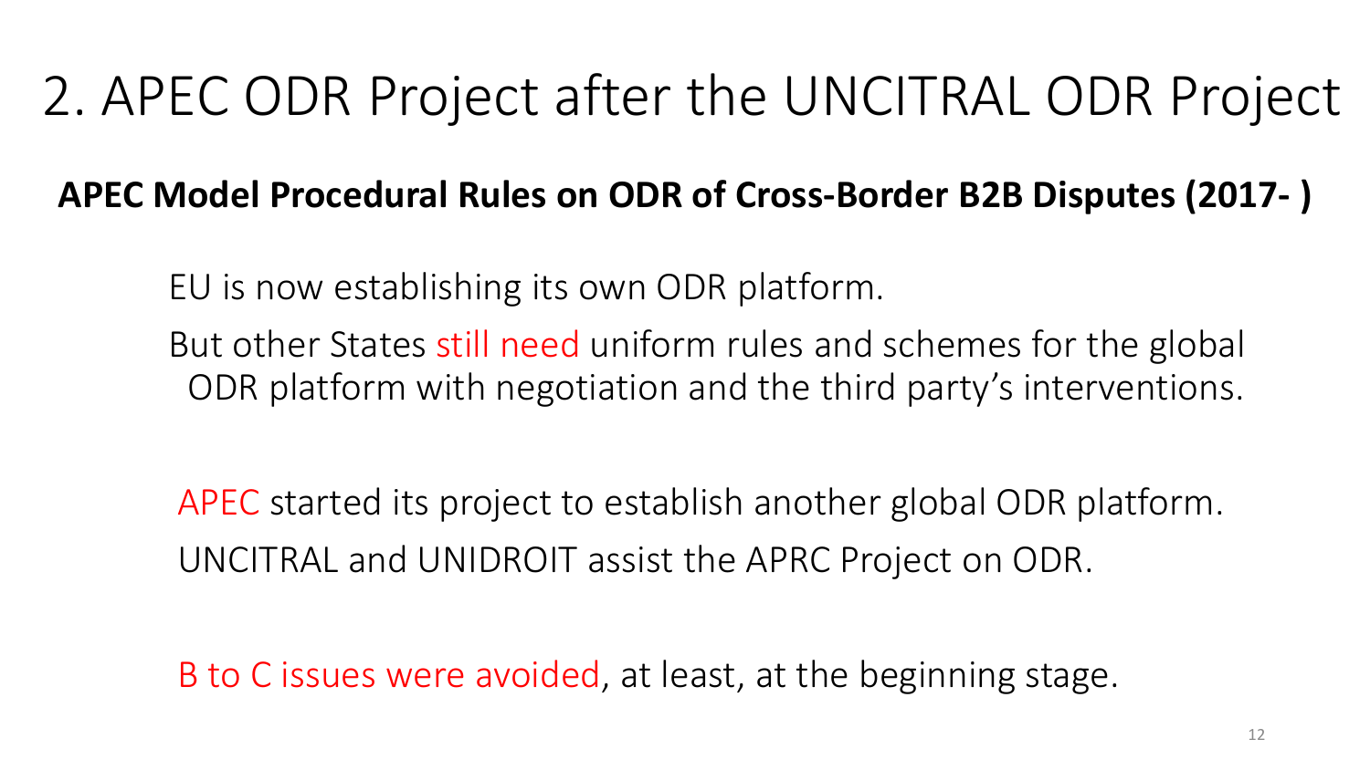# 2. APEC ODR Project after the UNCITRAL ODR Project

**APEC Model Procedural Rules on ODR of Cross-Border B2B Disputes (2017- )**

EU is now establishing its own ODR platform.

But other States still need uniform rules and schemes for the global ODR platform with negotiation and the third party's interventions.

APEC started its project to establish another global ODR platform.

UNCITRAL and UNIDROIT assist the APRC Project on ODR.

B to C issues were avoided, at least, at the beginning stage.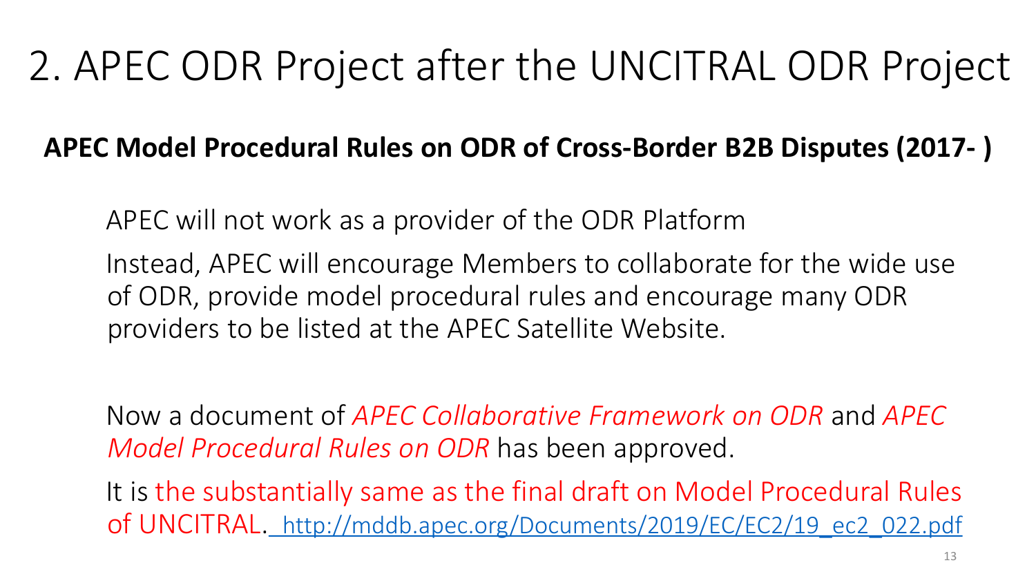# 2. APEC ODR Project after the UNCITRAL ODR Project

**APEC Model Procedural Rules on ODR of Cross-Border B2B Disputes (2017- )**

APEC will not work as a provider of the ODR Platform

Instead, APEC will encourage Members to collaborate for the wide use of ODR, provide model procedural rules and encourage many ODR providers to be listed at the APEC Satellite Website.

Now a document of *APEC Collaborative Framework on ODR* and *APEC Model Procedural Rules on ODR* has been approved.

It is the substantially same as the final draft on Model Procedural Rules of UNCITRAL. http://mddb.apec.org/Documents/2019/EC/EC2/19_ec2_022.pdf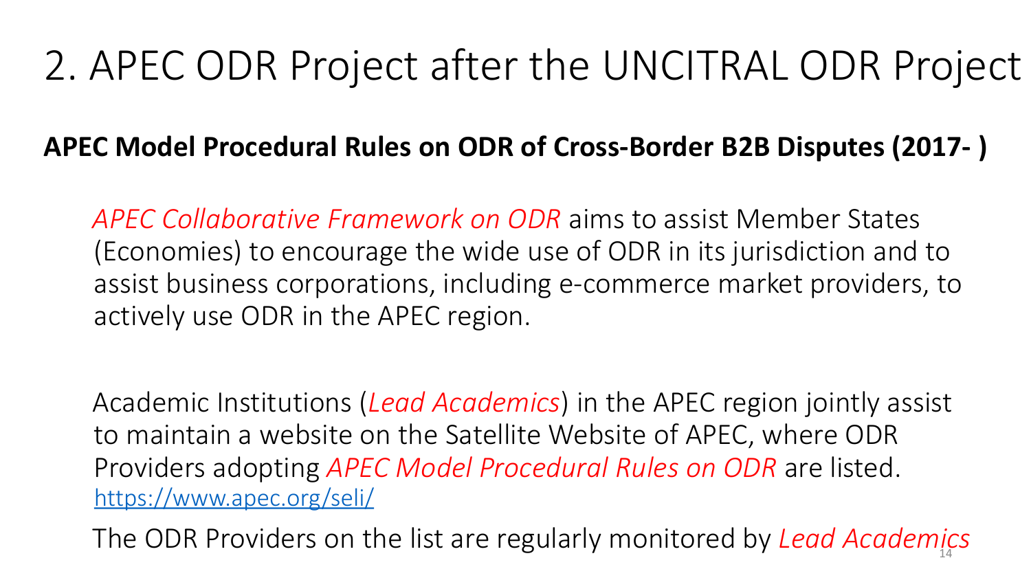# 2. APEC ODR Project after the UNCITRAL ODR Project

**APEC Model Procedural Rules on ODR of Cross-Border B2B Disputes (2017- )**

*APEC Collaborative Framework on ODR* aims to assist Member States (Economies) to encourage the wide use of ODR in its jurisdiction and to assist business corporations, including e-commerce market providers, to actively use ODR in the APEC region.

Academic Institutions (*Lead Academics*) in the APEC region jointly assist to maintain a website on the Satellite Website of APEC, where ODR Providers adopting *APEC Model Procedural Rules on ODR* are listed.
https://www.apec.org/seli/

The ODR Providers on the list are regularly monitored by *Lead Academics*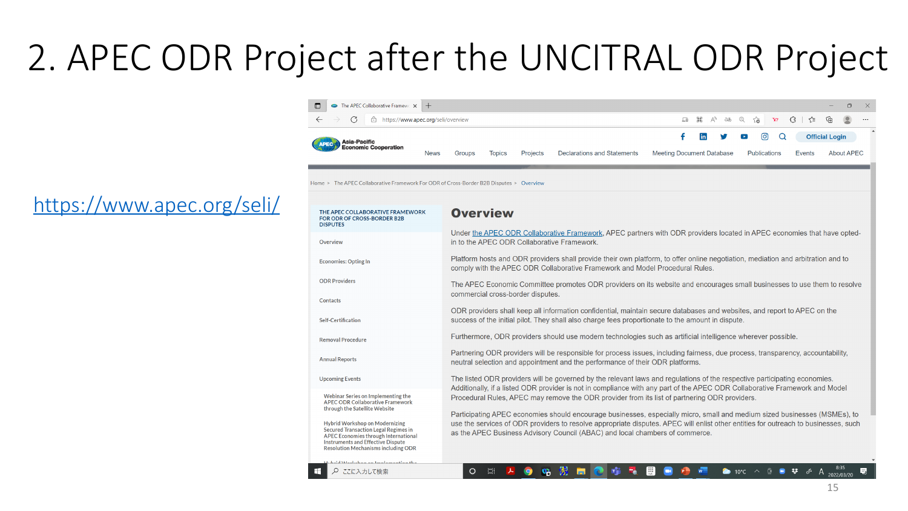# 2. APEC ODR Project after the UNCITRAL ODR Project

https://www.apec.org/seli/

Home > The APEC Collaborative Framework For ODR of Cross-Border B2B Disputes > Overview

THE APEC COLLABORATIVE FRAMEWORK FOR ODR OF CROSS-BORDER B2B DISPUTES

- Overview
- Economies: Opting In
- ODR Providers
- Contacts
- Self-Certification
- Removal Procedure
- Annual Reports
- Upcoming Events
  - Webinar Series on Implementing the APEC ODR Collaborative Framework through the Satellite Website
  - Hybrid Workshop on Modernizing Secured Transaction Legal Regimes in APEC Economies through International Instruments and Effective Dispute Resolution Mechanisms including ODR

## Overview

Under the APEC ODR Collaborative Framework, APEC partners with ODR providers located in APEC economies that have opted-in to the APEC ODR Collaborative Framework.

Platform hosts and ODR providers shall provide their own platform, to offer online negotiation, mediation and arbitration and to comply with the APEC ODR Collaborative Framework and Model Procedural Rules.

The APEC Economic Committee promotes ODR providers on its website and encourages small businesses to use them to resolve commercial cross-border disputes.

ODR providers shall keep all information confidential, maintain secure databases and websites, and report to APEC on the success of the initial pilot. They shall also charge fees proportionate to the amount in dispute.

Furthermore, ODR providers should use modern technologies such as artificial intelligence wherever possible.

Partnering ODR providers will be responsible for process issues, including fairness, due process, transparency, accountability, neutral selection and appointment and the performance of their ODR platforms.

The listed ODR providers will be governed by the relevant laws and regulations of the respective participating economies. Additionally, if a listed ODR provider is not in compliance with any part of the APEC ODR Collaborative Framework and Model Procedural Rules, APEC may remove the ODR provider from its list of partnering ODR providers.

Participating APEC economies should encourage businesses, especially micro, small and medium sized businesses (MSMEs), to use the services of ODR providers to resolve appropriate disputes. APEC will enlist other entities for outreach to businesses, such as the APEC Business Advisory Council (ABAC) and local chambers of commerce.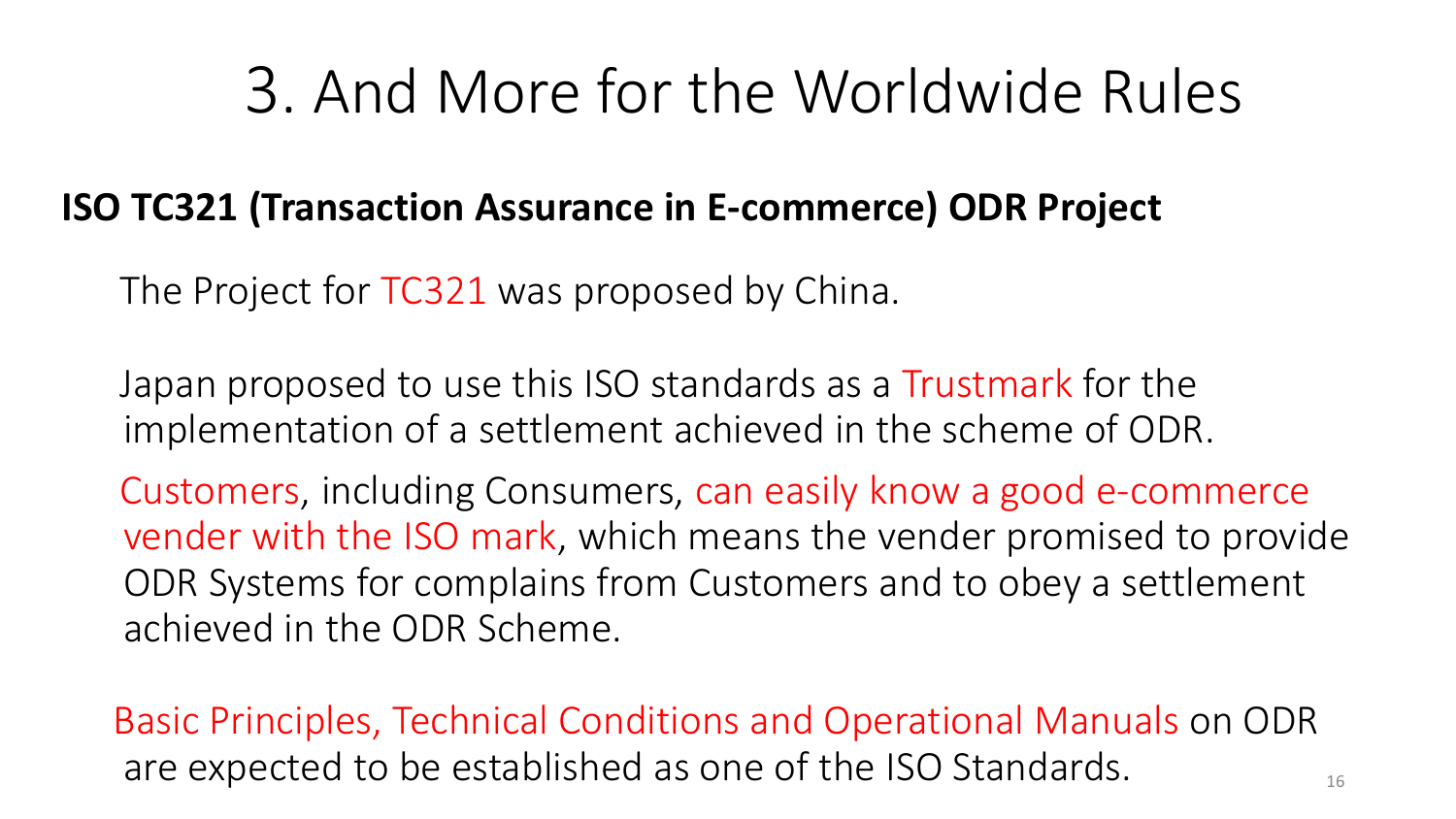# 3. And More for the Worldwide Rules

**ISO TC321 (Transaction Assurance in E-commerce) ODR Project**

The Project for TC321 was proposed by China.

Japan proposed to use this ISO standards as a Trustmark for the implementation of a settlement achieved in the scheme of ODR.

Customers, including Consumers, can easily know a good e-commerce vender with the ISO mark, which means the vender promised to provide ODR Systems for complains from Customers and to obey a settlement achieved in the ODR Scheme.

Basic Principles, Technical Conditions and Operational Manuals on ODR are expected to be established as one of the ISO Standards.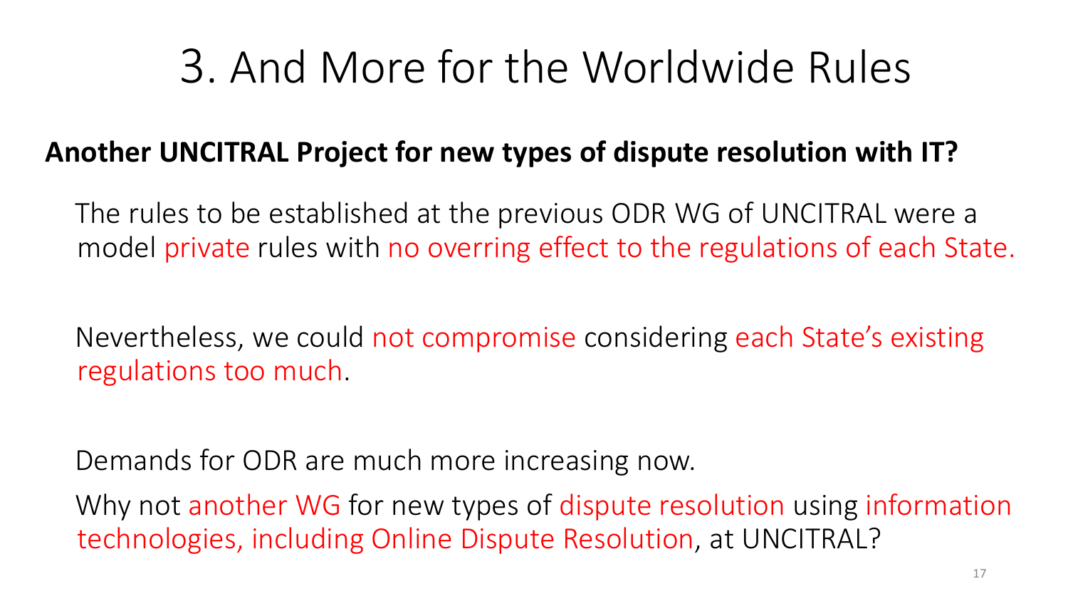# 3. And More for the Worldwide Rules

**Another UNCITRAL Project for new types of dispute resolution with IT?**

The rules to be established at the previous ODR WG of UNCITRAL were a model private rules with no overring effect to the regulations of each State.

Nevertheless, we could not compromise considering each State's existing regulations too much.

Demands for ODR are much more increasing now.

Why not another WG for new types of dispute resolution using information technologies, including Online Dispute Resolution, at UNCITRAL?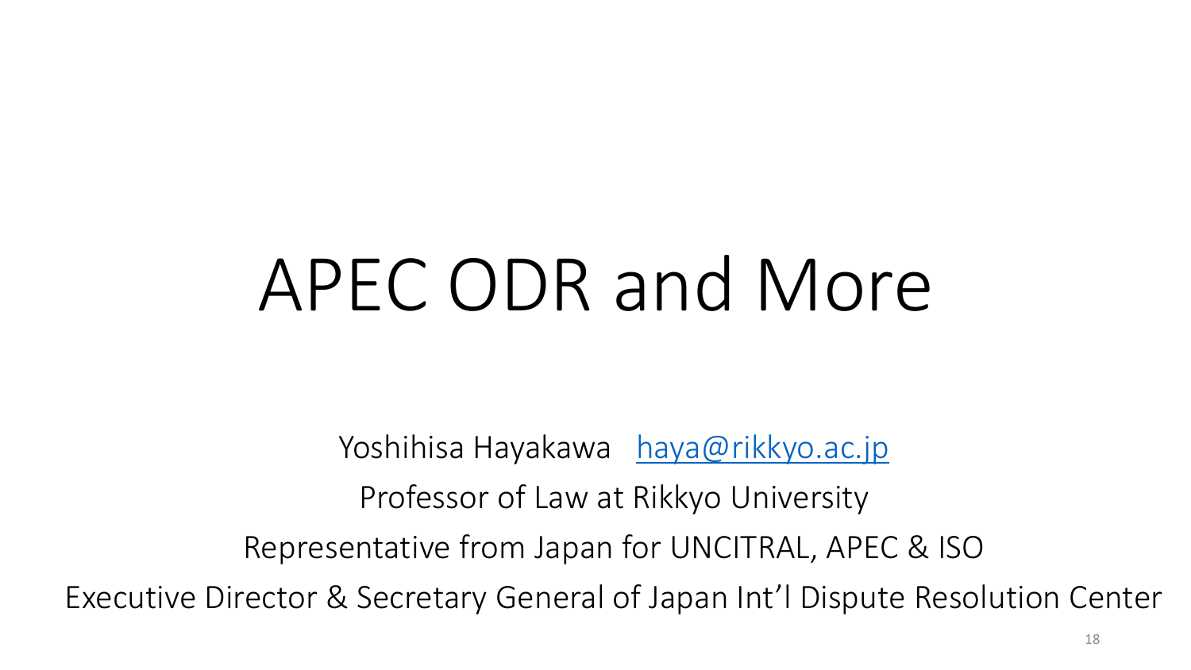# APEC ODR and More

Yoshihisa Hayakawa   haya@rikkyo.ac.jp

Professor of Law at Rikkyo University

Representative from Japan for UNCITRAL, APEC & ISO

Executive Director & Secretary General of Japan Int'l Dispute Resolution Center